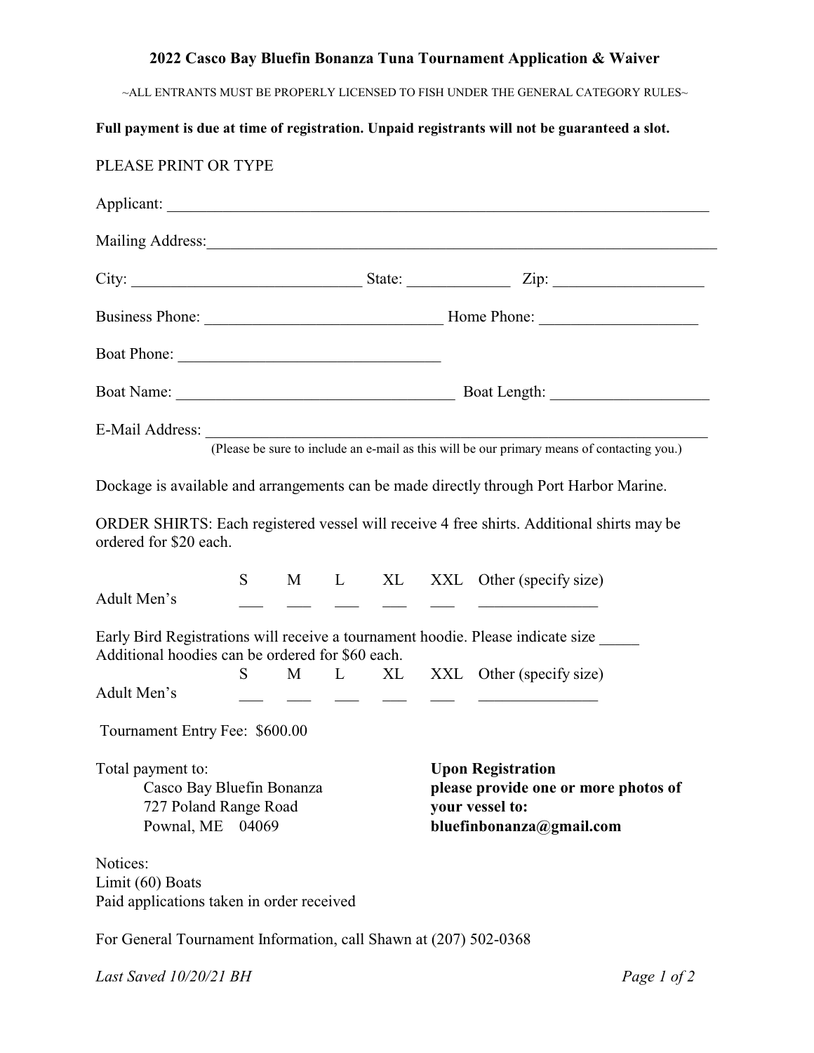# 2022 Casco Bay Bluefin Bonanza Tuna Tournament Application & Waiver

~ALL ENTRANTS MUST BE PROPERLY LICENSED TO FISH UNDER THE GENERAL CATEGORY RULES~

**Full payment is due at time of registration. Unpaid registrants will not be guaranteed a slot.**

PLEASE PRINT OR TYPE

Applicant: ______________________________________________________________________

Mailing Address: _________________________________________________________________

City: ____________________________ State: _____________ Zip: ___________________

Business Phone: _____________________________ Home Phone: ___________________

Boat Phone: _________________________________

Boat Name: ___________________________________ Boat Length: ___________________

E-Mail Address: ___________________________________________________________________
(Please be sure to include an e-mail as this will be our primary means of contacting you.)

Dockage is available and arrangements can be made directly through Port Harbor Marine.

ORDER SHIRTS: Each registered vessel will receive 4 free shirts. Additional shirts may be ordered for $20 each.

| | S | M | L | XL | XXL | Other (specify size) |
|---|---|---|---|---|---|---|
| Adult Men's | ___ | ___ | ___ | ___ | ___ | _______________ |

Early Bird Registrations will receive a tournament hoodie. Please indicate size _____
Additional hoodies can be ordered for $60 each.

| | S | M | L | XL | XXL | Other (specify size) |
|---|---|---|---|---|---|---|
| Adult Men's | ___ | ___ | ___ | ___ | ___ | _______________ |

Tournament Entry Fee: $600.00

Total payment to:
Casco Bay Bluefin Bonanza
727 Poland Range Road
Pownal, ME 04069

**Upon Registration please provide one or more photos of your vessel to: bluefinbonanza@gmail.com**

Notices:
Limit (60) Boats
Paid applications taken in order received

For General Tournament Information, call Shawn at (207) 502-0368

*Last Saved 10/20/21 BH*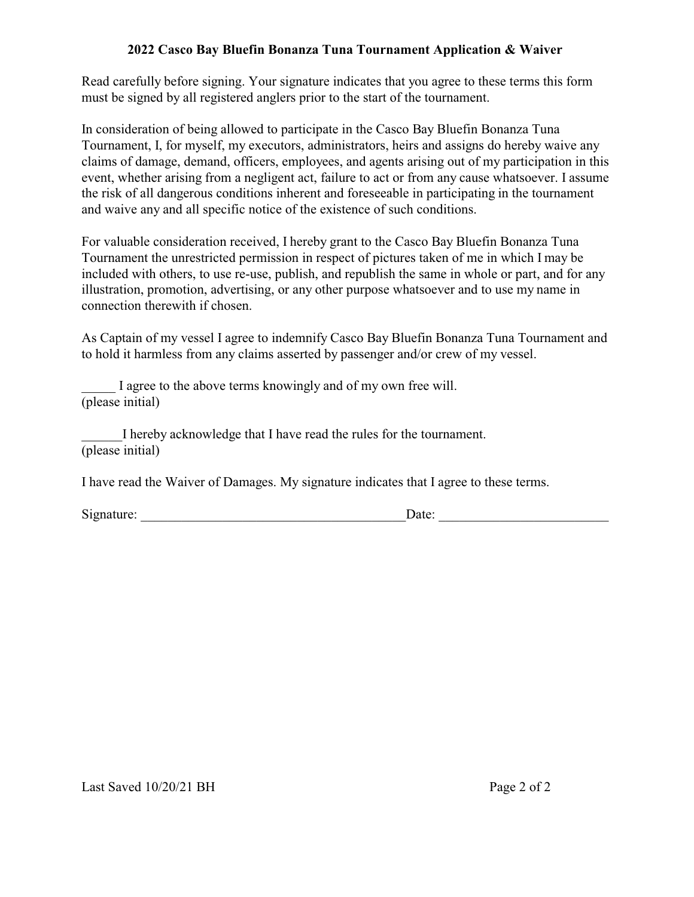**2022 Casco Bay Bluefin Bonanza Tuna Tournament Application & Waiver**

Read carefully before signing. Your signature indicates that you agree to these terms this form must be signed by all registered anglers prior to the start of the tournament.

In consideration of being allowed to participate in the Casco Bay Bluefin Bonanza Tuna Tournament, I, for myself, my executors, administrators, heirs and assigns do hereby waive any claims of damage, demand, officers, employees, and agents arising out of my participation in this event, whether arising from a negligent act, failure to act or from any cause whatsoever. I assume the risk of all dangerous conditions inherent and foreseeable in participating in the tournament and waive any and all specific notice of the existence of such conditions.

For valuable consideration received, I hereby grant to the Casco Bay Bluefin Bonanza Tuna Tournament the unrestricted permission in respect of pictures taken of me in which I may be included with others, to use re-use, publish, and republish the same in whole or part, and for any illustration, promotion, advertising, or any other purpose whatsoever and to use my name in connection therewith if chosen.

As Captain of my vessel I agree to indemnify Casco Bay Bluefin Bonanza Tuna Tournament and to hold it harmless from any claims asserted by passenger and/or crew of my vessel.

_____ I agree to the above terms knowingly and of my own free will.
(please initial)

______I hereby acknowledge that I have read the rules for the tournament.
(please initial)

I have read the Waiver of Damages. My signature indicates that I agree to these terms.

Signature: _______________________________________Date: _________________________

Last Saved 10/20/21 BH